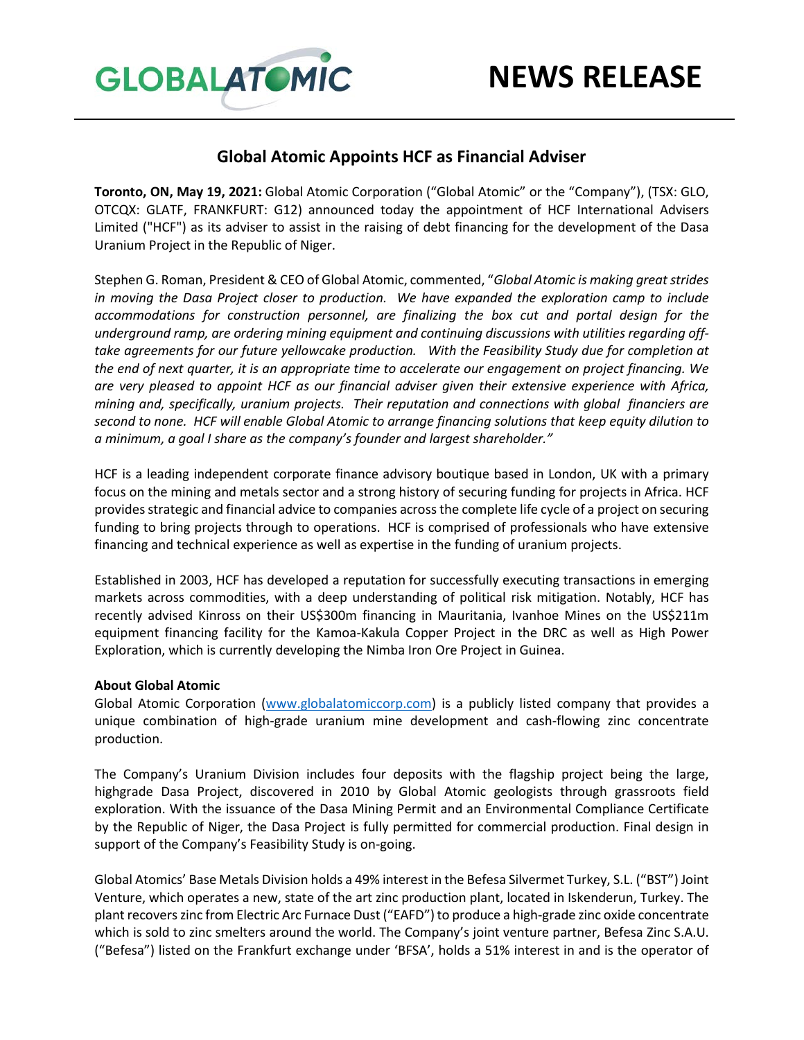GLOBALATOMIC

# NEWS RELEASE

## Global Atomic Appoints HCF as Financial Adviser

**Toronto, ON, May 19, 2021:** Global Atomic Corporation ("Global Atomic" or the "Company"), (TSX: GLO, OTCQX: GLATF, FRANKFURT: G12) announced today the appointment of HCF International Advisers Limited ("HCF") as its adviser to assist in the raising of debt financing for the development of the Dasa Uranium Project in the Republic of Niger.

Stephen G. Roman, President & CEO of Global Atomic, commented, "*Global Atomic is making great strides in moving the Dasa Project closer to production. We have expanded the exploration camp to include accommodations for construction personnel, are finalizing the box cut and portal design for the underground ramp, are ordering mining equipment and continuing discussions with utilities regarding off-take agreements for our future yellowcake production. With the Feasibility Study due for completion at the end of next quarter, it is an appropriate time to accelerate our engagement on project financing. We are very pleased to appoint HCF as our financial adviser given their extensive experience with Africa, mining and, specifically, uranium projects. Their reputation and connections with global financiers are second to none. HCF will enable Global Atomic to arrange financing solutions that keep equity dilution to a minimum, a goal I share as the company's founder and largest shareholder."*

HCF is a leading independent corporate finance advisory boutique based in London, UK with a primary focus on the mining and metals sector and a strong history of securing funding for projects in Africa. HCF provides strategic and financial advice to companies across the complete life cycle of a project on securing funding to bring projects through to operations. HCF is comprised of professionals who have extensive financing and technical experience as well as expertise in the funding of uranium projects.

Established in 2003, HCF has developed a reputation for successfully executing transactions in emerging markets across commodities, with a deep understanding of political risk mitigation. Notably, HCF has recently advised Kinross on their US$300m financing in Mauritania, Ivanhoe Mines on the US$211m equipment financing facility for the Kamoa-Kakula Copper Project in the DRC as well as High Power Exploration, which is currently developing the Nimba Iron Ore Project in Guinea.

**About Global Atomic**

Global Atomic Corporation (www.globalatomiccorp.com) is a publicly listed company that provides a unique combination of high-grade uranium mine development and cash-flowing zinc concentrate production.

The Company's Uranium Division includes four deposits with the flagship project being the large, highgrade Dasa Project, discovered in 2010 by Global Atomic geologists through grassroots field exploration. With the issuance of the Dasa Mining Permit and an Environmental Compliance Certificate by the Republic of Niger, the Dasa Project is fully permitted for commercial production. Final design in support of the Company's Feasibility Study is on-going.

Global Atomics' Base Metals Division holds a 49% interest in the Befesa Silvermet Turkey, S.L. ("BST") Joint Venture, which operates a new, state of the art zinc production plant, located in Iskenderun, Turkey. The plant recovers zinc from Electric Arc Furnace Dust ("EAFD") to produce a high-grade zinc oxide concentrate which is sold to zinc smelters around the world. The Company's joint venture partner, Befesa Zinc S.A.U. ("Befesa") listed on the Frankfurt exchange under 'BFSA', holds a 51% interest in and is the operator of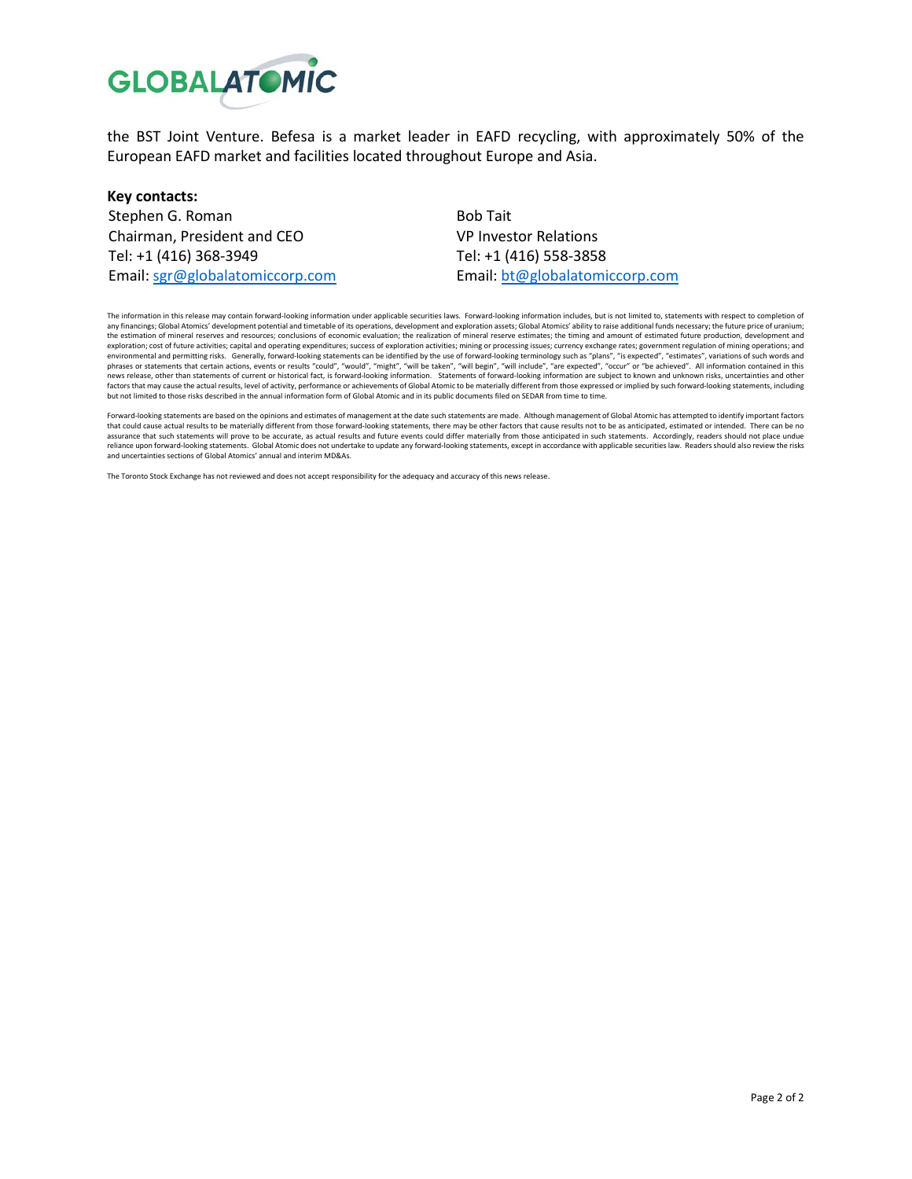the BST Joint Venture. Befesa is a market leader in EAFD recycling, with approximately 50% of the European EAFD market and facilities located throughout Europe and Asia.

**Key contacts:**

Stephen G. Roman
Chairman, President and CEO
Tel: +1 (416) 368-3949
Email: sgr@globalatomiccorp.com

Bob Tait
VP Investor Relations
Tel: +1 (416) 558-3858
Email: bt@globalatomiccorp.com

The information in this release may contain forward-looking information under applicable securities laws. Forward-looking information includes, but is not limited to, statements with respect to completion of any financings; Global Atomics' development potential and timetable of its operations, development and exploration assets; Global Atomics' ability to raise additional funds necessary; the future price of uranium; the estimation of mineral reserves and resources; conclusions of economic evaluation; the realization of mineral reserve estimates; the timing and amount of estimated future production, development and exploration; cost of future activities; capital and operating expenditures; success of exploration activities; mining or processing issues; currency exchange rates; government regulation of mining operations; and environmental and permitting risks. Generally, forward-looking statements can be identified by the use of forward-looking terminology such as "plans", "is expected", "estimates", variations of such words and phrases or statements that certain actions, events or results "could", "would", "might", "will be taken", "will begin", "will include", "are expected", "occur" or "be achieved". All information contained in this news release, other than statements of current or historical fact, is forward-looking information. Statements of forward-looking information are subject to known and unknown risks, uncertainties and other factors that may cause the actual results, level of activity, performance or achievements of Global Atomic to be materially different from those expressed or implied by such forward-looking statements, including but not limited to those risks described in the annual information form of Global Atomic and in its public documents filed on SEDAR from time to time.

Forward-looking statements are based on the opinions and estimates of management at the date such statements are made. Although management of Global Atomic has attempted to identify important factors that could cause actual results to be materially different from those forward-looking statements, there may be other factors that cause results not to be as anticipated, estimated or intended. There can be no assurance that such statements will prove to be accurate, as actual results and future events could differ materially from those anticipated in such statements. Accordingly, readers should not place undue reliance upon forward-looking statements. Global Atomic does not undertake to update any forward-looking statements, except in accordance with applicable securities law. Readers should also review the risks and uncertainties sections of Global Atomics' annual and interim MD&As.

The Toronto Stock Exchange has not reviewed and does not accept responsibility for the adequacy and accuracy of this news release.